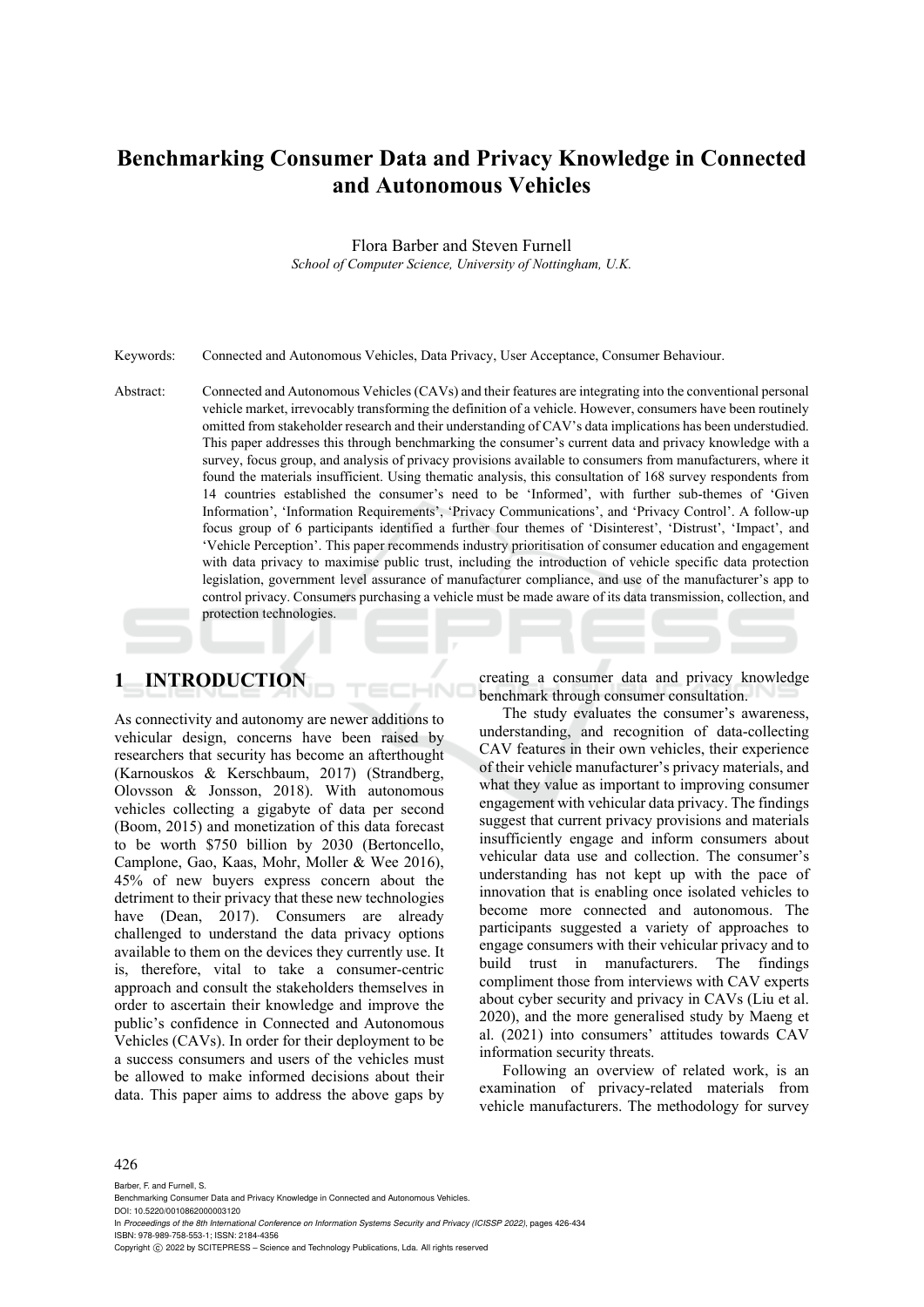# Benchmarking Consumer Data and Privacy Knowledge in Connected and Autonomous Vehicles

Flora Barber and Steven Furnell

*School of Computer Science, University of Nottingham, U.K.*

Keywords: Connected and Autonomous Vehicles, Data Privacy, User Acceptance, Consumer Behaviour.

Abstract: Connected and Autonomous Vehicles (CAVs) and their features are integrating into the conventional personal vehicle market, irrevocably transforming the definition of a vehicle. However, consumers have been routinely omitted from stakeholder research and their understanding of CAV's data implications has been understudied. This paper addresses this through benchmarking the consumer's current data and privacy knowledge with a survey, focus group, and analysis of privacy provisions available to consumers from manufacturers, where it found the materials insufficient. Using thematic analysis, this consultation of 168 survey respondents from 14 countries established the consumer's need to be 'Informed', with further sub-themes of 'Given Information', 'Information Requirements', 'Privacy Communications', and 'Privacy Control'. A follow-up focus group of 6 participants identified a further four themes of 'Disinterest', 'Distrust', 'Impact', and 'Vehicle Perception'. This paper recommends industry prioritisation of consumer education and engagement with data privacy to maximise public trust, including the introduction of vehicle specific data protection legislation, government level assurance of manufacturer compliance, and use of the manufacturer's app to control privacy. Consumers purchasing a vehicle must be made aware of its data transmission, collection, and protection technologies.

## 1 INTRODUCTION

As connectivity and autonomy are newer additions to vehicular design, concerns have been raised by researchers that security has become an afterthought (Karnouskos & Kerschbaum, 2017) (Strandberg, Olovsson & Jonsson, 2018). With autonomous vehicles collecting a gigabyte of data per second (Boom, 2015) and monetization of this data forecast to be worth \$750 billion by 2030 (Bertoncello, Camplone, Gao, Kaas, Mohr, Moller & Wee 2016), 45% of new buyers express concern about the detriment to their privacy that these new technologies have (Dean, 2017). Consumers are already challenged to understand the data privacy options available to them on the devices they currently use. It is, therefore, vital to take a consumer-centric approach and consult the stakeholders themselves in order to ascertain their knowledge and improve the public's confidence in Connected and Autonomous Vehicles (CAVs). In order for their deployment to be a success consumers and users of the vehicles must be allowed to make informed decisions about their data. This paper aims to address the above gaps by creating a consumer data and privacy knowledge benchmark through consumer consultation.

The study evaluates the consumer's awareness, understanding, and recognition of data-collecting CAV features in their own vehicles, their experience of their vehicle manufacturer's privacy materials, and what they value as important to improving consumer engagement with vehicular data privacy. The findings suggest that current privacy provisions and materials insufficiently engage and inform consumers about vehicular data use and collection. The consumer's understanding has not kept up with the pace of innovation that is enabling once isolated vehicles to become more connected and autonomous. The participants suggested a variety of approaches to engage consumers with their vehicular privacy and to build trust in manufacturers. The findings compliment those from interviews with CAV experts about cyber security and privacy in CAVs (Liu et al. 2020), and the more generalised study by Maeng et al. (2021) into consumers' attitudes towards CAV information security threats.

Following an overview of related work, is an examination of privacy-related materials from vehicle manufacturers. The methodology for survey

Barber, F. and Furnell, S.
Benchmarking Consumer Data and Privacy Knowledge in Connected and Autonomous Vehicles.
DOI: 10.5220/0010862000003120
In *Proceedings of the 8th International Conference on Information Systems Security and Privacy (ICISSP 2022)*, pages 426-434
ISBN: 978-989-758-553-1; ISSN: 2184-4356
Copyright © 2022 by SCITEPRESS – Science and Technology Publications, Lda. All rights reserved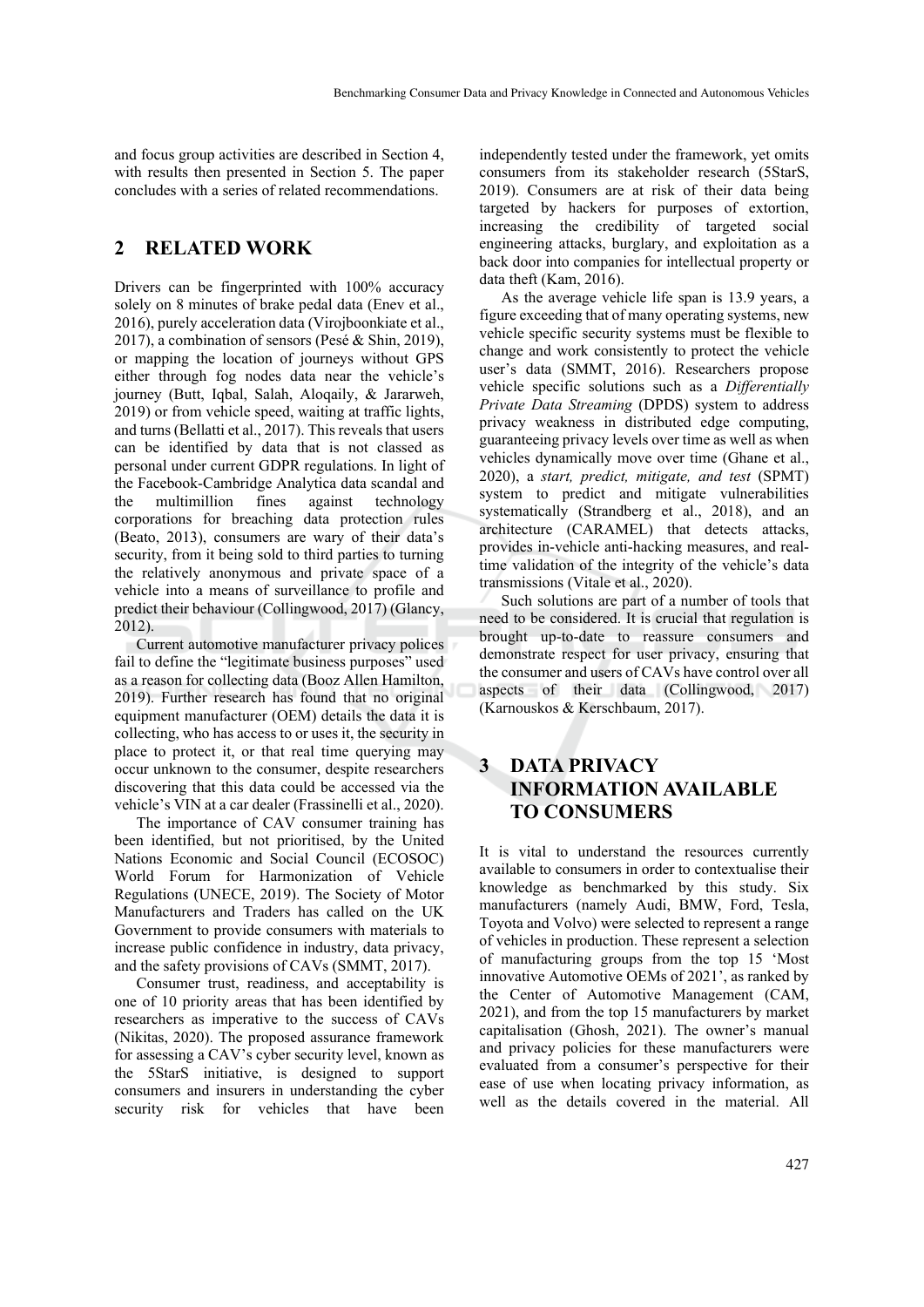and focus group activities are described in Section 4, with results then presented in Section 5. The paper concludes with a series of related recommendations.

## 2 RELATED WORK

Drivers can be fingerprinted with 100% accuracy solely on 8 minutes of brake pedal data (Enev et al., 2016), purely acceleration data (Virojboonkiate et al., 2017), a combination of sensors (Pesé & Shin, 2019), or mapping the location of journeys without GPS either through fog nodes data near the vehicle's journey (Butt, Iqbal, Salah, Aloqaily, & Jararweh, 2019) or from vehicle speed, waiting at traffic lights, and turns (Bellatti et al., 2017). This reveals that users can be identified by data that is not classed as personal under current GDPR regulations. In light of the Facebook-Cambridge Analytica data scandal and the multimillion fines against technology corporations for breaching data protection rules (Beato, 2013), consumers are wary of their data's security, from it being sold to third parties to turning the relatively anonymous and private space of a vehicle into a means of surveillance to profile and predict their behaviour (Collingwood, 2017) (Glancy, 2012).

Current automotive manufacturer privacy polices fail to define the "legitimate business purposes" used as a reason for collecting data (Booz Allen Hamilton, 2019). Further research has found that no original equipment manufacturer (OEM) details the data it is collecting, who has access to or uses it, the security in place to protect it, or that real time querying may occur unknown to the consumer, despite researchers discovering that this data could be accessed via the vehicle's VIN at a car dealer (Frassinelli et al., 2020).

The importance of CAV consumer training has been identified, but not prioritised, by the United Nations Economic and Social Council (ECOSOC) World Forum for Harmonization of Vehicle Regulations (UNECE, 2019). The Society of Motor Manufacturers and Traders has called on the UK Government to provide consumers with materials to increase public confidence in industry, data privacy, and the safety provisions of CAVs (SMMT, 2017).

Consumer trust, readiness, and acceptability is one of 10 priority areas that has been identified by researchers as imperative to the success of CAVs (Nikitas, 2020). The proposed assurance framework for assessing a CAV's cyber security level, known as the 5StarS initiative, is designed to support consumers and insurers in understanding the cyber security risk for vehicles that have been independently tested under the framework, yet omits consumers from its stakeholder research (5StarS, 2019). Consumers are at risk of their data being targeted by hackers for purposes of extortion, increasing the credibility of targeted social engineering attacks, burglary, and exploitation as a back door into companies for intellectual property or data theft (Kam, 2016).

As the average vehicle life span is 13.9 years, a figure exceeding that of many operating systems, new vehicle specific security systems must be flexible to change and work consistently to protect the vehicle user's data (SMMT, 2016). Researchers propose vehicle specific solutions such as a *Differentially Private Data Streaming* (DPDS) system to address privacy weakness in distributed edge computing, guaranteeing privacy levels over time as well as when vehicles dynamically move over time (Ghane et al., 2020), a *start, predict, mitigate, and test* (SPMT) system to predict and mitigate vulnerabilities systematically (Strandberg et al., 2018), and an architecture (CARAMEL) that detects attacks, provides in-vehicle anti-hacking measures, and real-time validation of the integrity of the vehicle's data transmissions (Vitale et al., 2020).

Such solutions are part of a number of tools that need to be considered. It is crucial that regulation is brought up-to-date to reassure consumers and demonstrate respect for user privacy, ensuring that the consumer and users of CAVs have control over all aspects of their data (Collingwood, 2017) (Karnouskos & Kerschbaum, 2017).

## 3 DATA PRIVACY INFORMATION AVAILABLE TO CONSUMERS

It is vital to understand the resources currently available to consumers in order to contextualise their knowledge as benchmarked by this study. Six manufacturers (namely Audi, BMW, Ford, Tesla, Toyota and Volvo) were selected to represent a range of vehicles in production. These represent a selection of manufacturing groups from the top 15 'Most innovative Automotive OEMs of 2021', as ranked by the Center of Automotive Management (CAM, 2021), and from the top 15 manufacturers by market capitalisation (Ghosh, 2021). The owner's manual and privacy policies for these manufacturers were evaluated from a consumer's perspective for their ease of use when locating privacy information, as well as the details covered in the material. All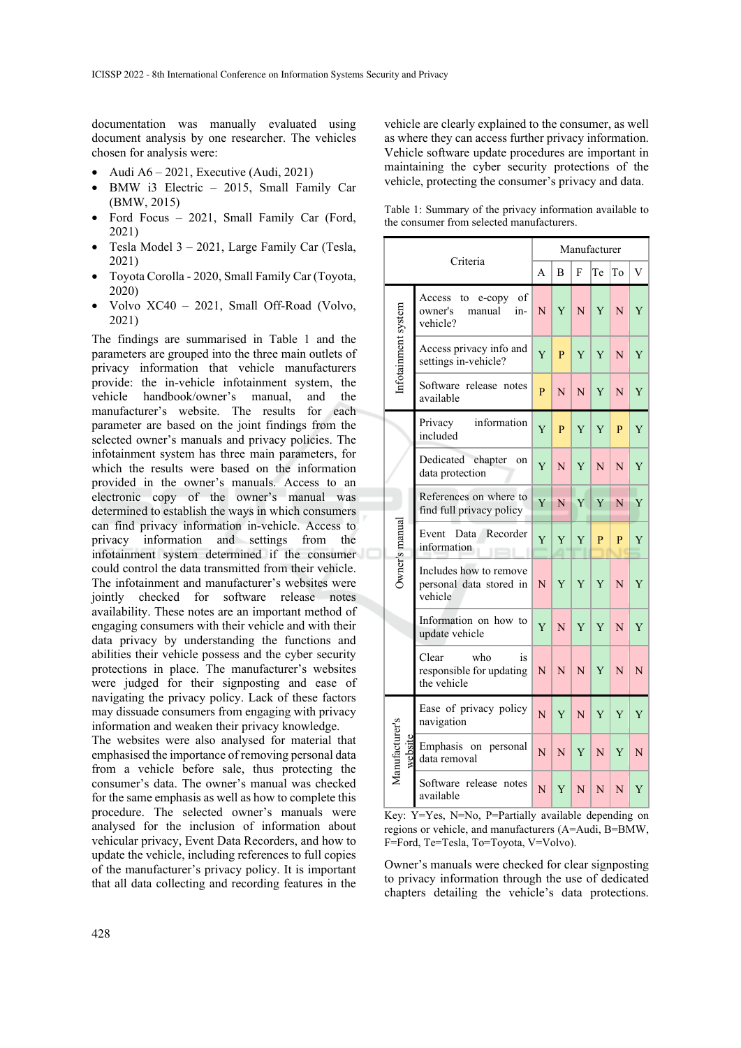documentation was manually evaluated using document analysis by one researcher. The vehicles chosen for analysis were:

- Audi A6 – 2021, Executive (Audi, 2021)
- BMW i3 Electric – 2015, Small Family Car (BMW, 2015)
- Ford Focus – 2021, Small Family Car (Ford, 2021)
- Tesla Model 3 – 2021, Large Family Car (Tesla, 2021)
- Toyota Corolla - 2020, Small Family Car (Toyota, 2020)
- Volvo XC40 – 2021, Small Off-Road (Volvo, 2021)

The findings are summarised in Table 1 and the parameters are grouped into the three main outlets of privacy information that vehicle manufacturers provide: the in-vehicle infotainment system, the vehicle handbook/owner's manual, and the manufacturer's website. The results for each parameter are based on the joint findings from the selected owner's manuals and privacy policies. The infotainment system has three main parameters, for which the results were based on the information provided in the owner's manuals. Access to an electronic copy of the owner's manual was determined to establish the ways in which consumers can find privacy information in-vehicle. Access to privacy information and settings from the infotainment system determined if the consumer could control the data transmitted from their vehicle. The infotainment and manufacturer's websites were jointly checked for software release notes availability. These notes are an important method of engaging consumers with their vehicle and with their data privacy by understanding the functions and abilities their vehicle possess and the cyber security protections in place. The manufacturer's websites were judged for their signposting and ease of navigating the privacy policy. Lack of these factors may dissuade consumers from engaging with privacy information and weaken their privacy knowledge.

The websites were also analysed for material that emphasised the importance of removing personal data from a vehicle before sale, thus protecting the consumer's data. The owner's manual was checked for the same emphasis as well as how to complete this procedure. The selected owner's manuals were analysed for the inclusion of information about vehicular privacy, Event Data Recorders, and how to update the vehicle, including references to full copies of the manufacturer's privacy policy. It is important that all data collecting and recording features in the vehicle are clearly explained to the consumer, as well as where they can access further privacy information. Vehicle software update procedures are important in maintaining the cyber security protections of the vehicle, protecting the consumer's privacy and data.

Table 1: Summary of the privacy information available to the consumer from selected manufacturers.

| | Criteria | Manufacturer | | | | | |
|---|---|---|---|---|---|---|---|
| | | A | B | F | Te | To | V |
| Infotainment system | Access to e-copy of owner's manual in-vehicle? | N | Y | N | Y | N | Y |
| | Access privacy info and settings in-vehicle? | Y | P | Y | Y | N | Y |
| | Software release notes available | P | N | N | Y | N | Y |
| Owner's manual | Privacy information included | Y | P | Y | Y | P | Y |
| | Dedicated chapter on data protection | Y | N | Y | N | N | Y |
| | References on where to find full privacy policy | Y | N | Y | Y | N | Y |
| | Event Data Recorder information | Y | Y | Y | P | P | Y |
| | Includes how to remove personal data stored in vehicle | N | Y | Y | Y | N | Y |
| | Information on how to update vehicle | Y | N | Y | Y | N | Y |
| | Clear who is responsible for updating the vehicle | N | N | N | Y | N | N |
| Manufacturer's website | Ease of privacy policy navigation | N | Y | N | Y | Y | Y |
| | Emphasis on personal data removal | N | N | Y | N | Y | N |
| | Software release notes available | N | Y | N | N | N | Y |

Key: Y=Yes, N=No, P=Partially available depending on regions or vehicle, and manufacturers (A=Audi, B=BMW, F=Ford, Te=Tesla, To=Toyota, V=Volvo).

Owner's manuals were checked for clear signposting to privacy information through the use of dedicated chapters detailing the vehicle's data protections.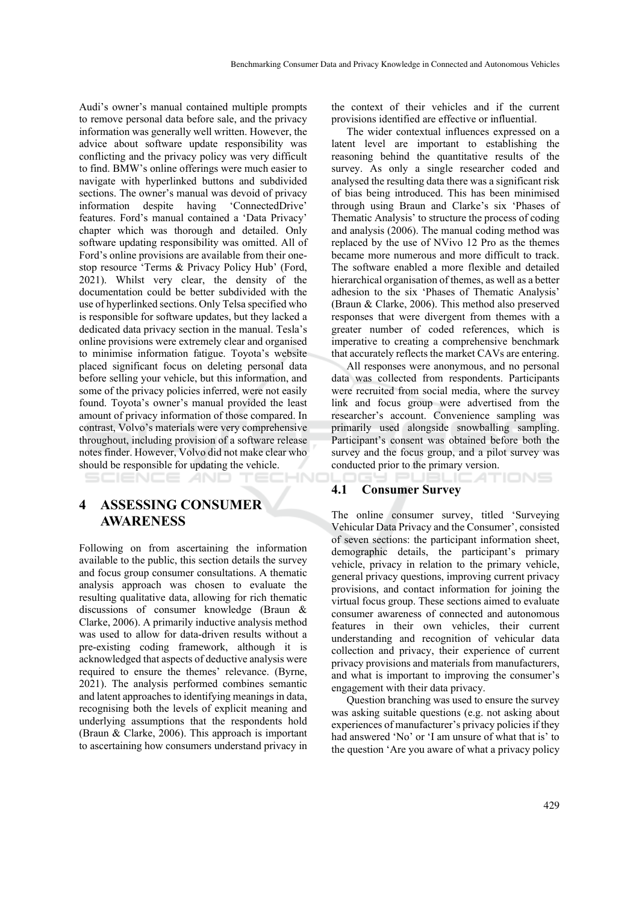Audi's owner's manual contained multiple prompts to remove personal data before sale, and the privacy information was generally well written. However, the advice about software update responsibility was conflicting and the privacy policy was very difficult to find. BMW's online offerings were much easier to navigate with hyperlinked buttons and subdivided sections. The owner's manual was devoid of privacy information despite having 'ConnectedDrive' features. Ford's manual contained a 'Data Privacy' chapter which was thorough and detailed. Only software updating responsibility was omitted. All of Ford's online provisions are available from their one-stop resource 'Terms & Privacy Policy Hub' (Ford, 2021). Whilst very clear, the density of the documentation could be better subdivided with the use of hyperlinked sections. Only Telsa specified who is responsible for software updates, but they lacked a dedicated data privacy section in the manual. Tesla's online provisions were extremely clear and organised to minimise information fatigue. Toyota's website placed significant focus on deleting personal data before selling your vehicle, but this information, and some of the privacy policies inferred, were not easily found. Toyota's owner's manual provided the least amount of privacy information of those compared. In contrast, Volvo's materials were very comprehensive throughout, including provision of a software release notes finder. However, Volvo did not make clear who should be responsible for updating the vehicle.

# 4 ASSESSING CONSUMER AWARENESS

Following on from ascertaining the information available to the public, this section details the survey and focus group consumer consultations. A thematic analysis approach was chosen to evaluate the resulting qualitative data, allowing for rich thematic discussions of consumer knowledge (Braun & Clarke, 2006). A primarily inductive analysis method was used to allow for data-driven results without a pre-existing coding framework, although it is acknowledged that aspects of deductive analysis were required to ensure the themes' relevance. (Byrne, 2021). The analysis performed combines semantic and latent approaches to identifying meanings in data, recognising both the levels of explicit meaning and underlying assumptions that the respondents hold (Braun & Clarke, 2006). This approach is important to ascertaining how consumers understand privacy in the context of their vehicles and if the current provisions identified are effective or influential.

The wider contextual influences expressed on a latent level are important to establishing the reasoning behind the quantitative results of the survey. As only a single researcher coded and analysed the resulting data there was a significant risk of bias being introduced. This has been minimised through using Braun and Clarke's six 'Phases of Thematic Analysis' to structure the process of coding and analysis (2006). The manual coding method was replaced by the use of NVivo 12 Pro as the themes became more numerous and more difficult to track. The software enabled a more flexible and detailed hierarchical organisation of themes, as well as a better adhesion to the six 'Phases of Thematic Analysis' (Braun & Clarke, 2006). This method also preserved responses that were divergent from themes with a greater number of coded references, which is imperative to creating a comprehensive benchmark that accurately reflects the market CAVs are entering.

All responses were anonymous, and no personal data was collected from respondents. Participants were recruited from social media, where the survey link and focus group were advertised from the researcher's account. Convenience sampling was primarily used alongside snowballing sampling. Participant's consent was obtained before both the survey and the focus group, and a pilot survey was conducted prior to the primary version.

## 4.1 Consumer Survey

The online consumer survey, titled 'Surveying Vehicular Data Privacy and the Consumer', consisted of seven sections: the participant information sheet, demographic details, the participant's primary vehicle, privacy in relation to the primary vehicle, general privacy questions, improving current privacy provisions, and contact information for joining the virtual focus group. These sections aimed to evaluate consumer awareness of connected and autonomous features in their own vehicles, their current understanding and recognition of vehicular data collection and privacy, their experience of current privacy provisions and materials from manufacturers, and what is important to improving the consumer's engagement with their data privacy.

Question branching was used to ensure the survey was asking suitable questions (e.g. not asking about experiences of manufacturer's privacy policies if they had answered 'No' or 'I am unsure of what that is' to the question 'Are you aware of what a privacy policy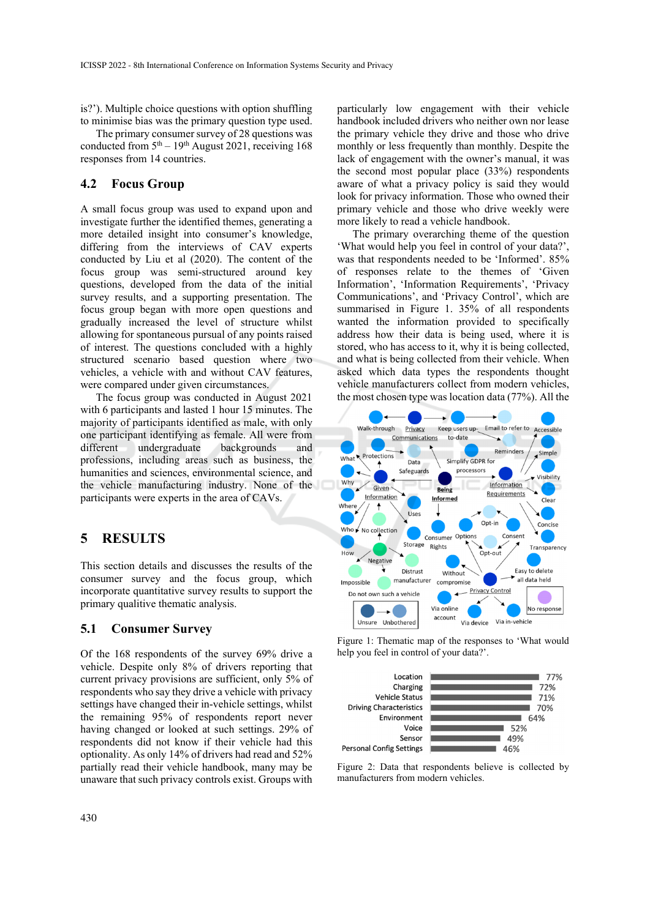is?'). Multiple choice questions with option shuffling to minimise bias was the primary question type used.

The primary consumer survey of 28 questions was conducted from 5th – 19th August 2021, receiving 168 responses from 14 countries.

## 4.2 Focus Group

A small focus group was used to expand upon and investigate further the identified themes, generating a more detailed insight into consumer's knowledge, differing from the interviews of CAV experts conducted by Liu et al (2020). The content of the focus group was semi-structured around key questions, developed from the data of the initial survey results, and a supporting presentation. The focus group began with more open questions and gradually increased the level of structure whilst allowing for spontaneous pursual of any points raised of interest. The questions concluded with a highly structured scenario based question where two vehicles, a vehicle with and without CAV features, were compared under given circumstances.

The focus group was conducted in August 2021 with 6 participants and lasted 1 hour 15 minutes. The majority of participants identified as male, with only one participant identifying as female. All were from different undergraduate backgrounds and professions, including areas such as business, the humanities and sciences, environmental science, and the vehicle manufacturing industry. None of the participants were experts in the area of CAVs.

# 5 RESULTS

This section details and discusses the results of the consumer survey and the focus group, which incorporate quantitative survey results to support the primary qualitive thematic analysis.

## 5.1 Consumer Survey

Of the 168 respondents of the survey 69% drive a vehicle. Despite only 8% of drivers reporting that current privacy provisions are sufficient, only 5% of respondents who say they drive a vehicle with privacy settings have changed their in-vehicle settings, whilst the remaining 95% of respondents report never having changed or looked at such settings. 29% of respondents did not know if their vehicle had this optionality. As only 14% of drivers had read and 52% partially read their vehicle handbook, many may be unaware that such privacy controls exist. Groups with particularly low engagement with their vehicle handbook included drivers who neither own nor lease the primary vehicle they drive and those who drive monthly or less frequently than monthly. Despite the lack of engagement with the owner's manual, it was the second most popular place (33%) respondents aware of what a privacy policy is said they would look for privacy information. Those who owned their primary vehicle and those who drive weekly were more likely to read a vehicle handbook.

The primary overarching theme of the question 'What would help you feel in control of your data?', was that respondents needed to be 'Informed'. 85% of responses relate to the themes of 'Given Information', 'Information Requirements', 'Privacy Communications', and 'Privacy Control', which are summarised in Figure 1. 35% of all respondents wanted the information provided to specifically address how their data is being used, where it is stored, who has access to it, why it is being collected, and what is being collected from their vehicle. When asked which data types the respondents thought vehicle manufacturers collect from modern vehicles, the most chosen type was location data (77%). All the

Figure 1: Thematic map of the responses to 'What would help you feel in control of your data?'.

| Data | Percentage |
|---|---|
| Location | 77% |
| Charging | 72% |
| Vehicle Status | 71% |
| Driving Characteristics | 70% |
| Environment | 64% |
| Voice | 52% |
| Sensor | 49% |
| Personal Config Settings | 46% |

Figure 2: Data that respondents believe is collected by manufacturers from modern vehicles.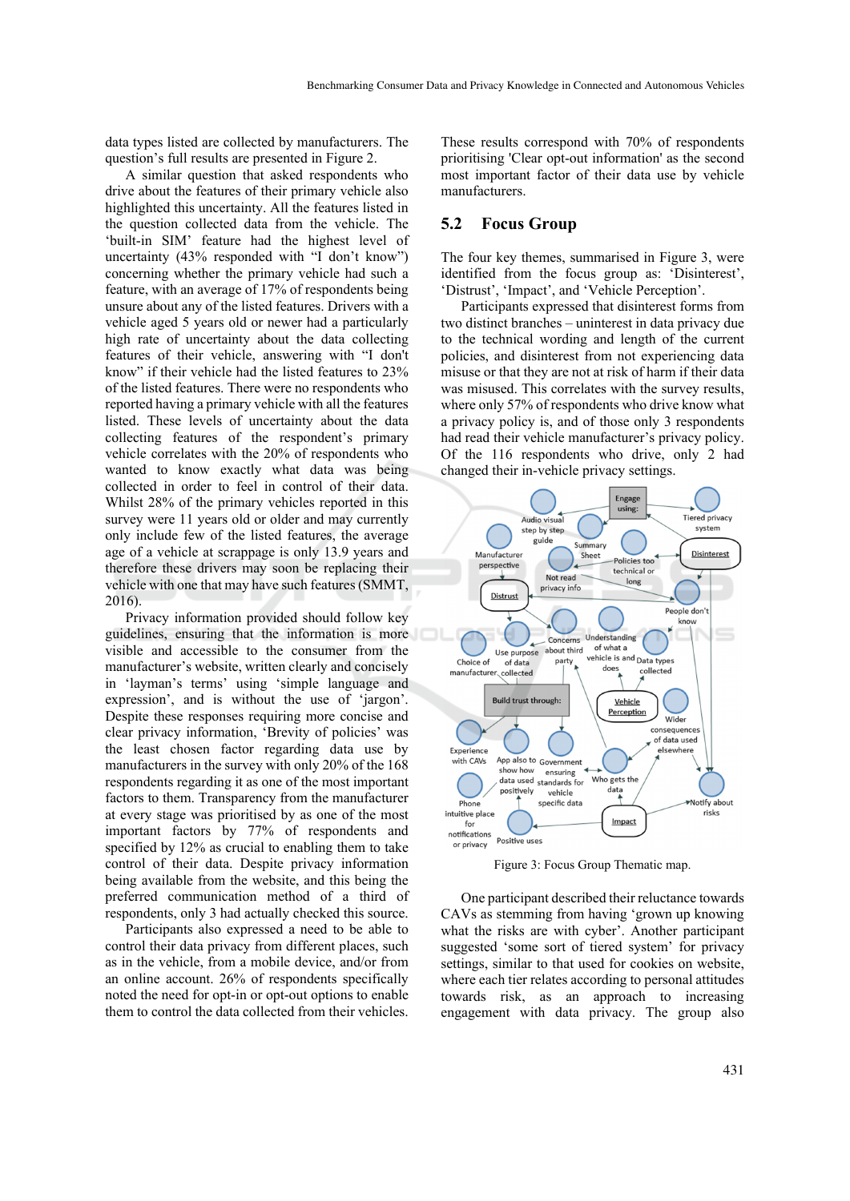data types listed are collected by manufacturers. The question's full results are presented in Figure 2.

A similar question that asked respondents who drive about the features of their primary vehicle also highlighted this uncertainty. All the features listed in the question collected data from the vehicle. The 'built-in SIM' feature had the highest level of uncertainty (43% responded with "I don't know") concerning whether the primary vehicle had such a feature, with an average of 17% of respondents being unsure about any of the listed features. Drivers with a vehicle aged 5 years old or newer had a particularly high rate of uncertainty about the data collecting features of their vehicle, answering with "I don't know" if their vehicle had the listed features to 23% of the listed features. There were no respondents who reported having a primary vehicle with all the features listed. These levels of uncertainty about the data collecting features of the respondent's primary vehicle correlates with the 20% of respondents who wanted to know exactly what data was being collected in order to feel in control of their data. Whilst 28% of the primary vehicles reported in this survey were 11 years old or older and may currently only include few of the listed features, the average age of a vehicle at scrappage is only 13.9 years and therefore these drivers may soon be replacing their vehicle with one that may have such features (SMMT, 2016).

Privacy information provided should follow key guidelines, ensuring that the information is more visible and accessible to the consumer from the manufacturer's website, written clearly and concisely in 'layman's terms' using 'simple language and expression', and is without the use of 'jargon'. Despite these responses requiring more concise and clear privacy information, 'Brevity of policies' was the least chosen factor regarding data use by manufacturers in the survey with only 20% of the 168 respondents regarding it as one of the most important factors to them. Transparency from the manufacturer at every stage was prioritised by as one of the most important factors by 77% of respondents and specified by 12% as crucial to enabling them to take control of their data. Despite privacy information being available from the website, and this being the preferred communication method of a third of respondents, only 3 had actually checked this source.

Participants also expressed a need to be able to control their data privacy from different places, such as in the vehicle, from a mobile device, and/or from an online account. 26% of respondents specifically noted the need for opt-in or opt-out options to enable them to control the data collected from their vehicles.

These results correspond with 70% of respondents prioritising 'Clear opt-out information' as the second most important factor of their data use by vehicle manufacturers.

## 5.2 Focus Group

The four key themes, summarised in Figure 3, were identified from the focus group as: 'Disinterest', 'Distrust', 'Impact', and 'Vehicle Perception'.

Participants expressed that disinterest forms from two distinct branches – uninterest in data privacy due to the technical wording and length of the current policies, and disinterest from not experiencing data misuse or that they are not at risk of harm if their data was misused. This correlates with the survey results, where only 57% of respondents who drive know what a privacy policy is, and of those only 3 respondents had read their vehicle manufacturer's privacy policy. Of the 116 respondents who drive, only 2 had changed their in-vehicle privacy settings.

Figure 3: Focus Group Thematic map.

One participant described their reluctance towards CAVs as stemming from having 'grown up knowing what the risks are with cyber'. Another participant suggested 'some sort of tiered system' for privacy settings, similar to that used for cookies on website, where each tier relates according to personal attitudes towards risk, as an approach to increasing engagement with data privacy. The group also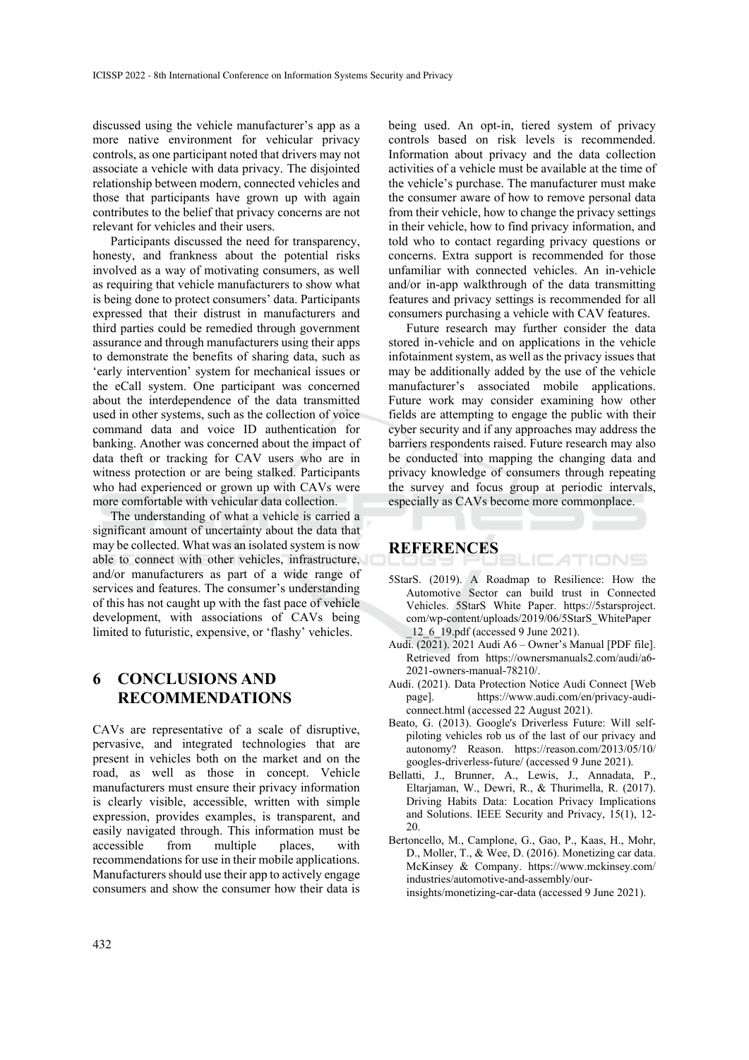discussed using the vehicle manufacturer's app as a more native environment for vehicular privacy controls, as one participant noted that drivers may not associate a vehicle with data privacy. The disjointed relationship between modern, connected vehicles and those that participants have grown up with again contributes to the belief that privacy concerns are not relevant for vehicles and their users.

Participants discussed the need for transparency, honesty, and frankness about the potential risks involved as a way of motivating consumers, as well as requiring that vehicle manufacturers to show what is being done to protect consumers' data. Participants expressed that their distrust in manufacturers and third parties could be remedied through government assurance and through manufacturers using their apps to demonstrate the benefits of sharing data, such as 'early intervention' system for mechanical issues or the eCall system. One participant was concerned about the interdependence of the data transmitted used in other systems, such as the collection of voice command data and voice ID authentication for banking. Another was concerned about the impact of data theft or tracking for CAV users who are in witness protection or are being stalked. Participants who had experienced or grown up with CAVs were more comfortable with vehicular data collection.

The understanding of what a vehicle is carried a significant amount of uncertainty about the data that may be collected. What was an isolated system is now able to connect with other vehicles, infrastructure, and/or manufacturers as part of a wide range of services and features. The consumer's understanding of this has not caught up with the fast pace of vehicle development, with associations of CAVs being limited to futuristic, expensive, or 'flashy' vehicles.

## 6 CONCLUSIONS AND RECOMMENDATIONS

CAVs are representative of a scale of disruptive, pervasive, and integrated technologies that are present in vehicles both on the market and on the road, as well as those in concept. Vehicle manufacturers must ensure their privacy information is clearly visible, accessible, written with simple expression, provides examples, is transparent, and easily navigated through. This information must be accessible from multiple places, with recommendations for use in their mobile applications. Manufacturers should use their app to actively engage consumers and show the consumer how their data is being used. An opt-in, tiered system of privacy controls based on risk levels is recommended. Information about privacy and the data collection activities of a vehicle must be available at the time of the vehicle's purchase. The manufacturer must make the consumer aware of how to remove personal data from their vehicle, how to change the privacy settings in their vehicle, how to find privacy information, and told who to contact regarding privacy questions or concerns. Extra support is recommended for those unfamiliar with connected vehicles. An in-vehicle and/or in-app walkthrough of the data transmitting features and privacy settings is recommended for all consumers purchasing a vehicle with CAV features.

Future research may further consider the data stored in-vehicle and on applications in the vehicle infotainment system, as well as the privacy issues that may be additionally added by the use of the vehicle manufacturer's associated mobile applications. Future work may consider examining how other fields are attempting to engage the public with their cyber security and if any approaches may address the barriers respondents raised. Future research may also be conducted into mapping the changing data and privacy knowledge of consumers through repeating the survey and focus group at periodic intervals, especially as CAVs become more commonplace.

## REFERENCES

5StarS. (2019). A Roadmap to Resilience: How the Automotive Sector can build trust in Connected Vehicles. 5StarS White Paper. https://5starsproject.com/wp-content/uploads/2019/06/5StarS_WhitePaper_12_6_19.pdf (accessed 9 June 2021).

Audi. (2021). 2021 Audi A6 – Owner's Manual [PDF file]. Retrieved from https://ownersmanuals2.com/audi/a6-2021-owners-manual-78210/.

Audi. (2021). Data Protection Notice Audi Connect [Web page]. https://www.audi.com/en/privacy-audi-connect.html (accessed 22 August 2021).

Beato, G. (2013). Google's Driverless Future: Will self-piloting vehicles rob us of the last of our privacy and autonomy? Reason. https://reason.com/2013/05/10/googles-driverless-future/ (accessed 9 June 2021).

Bellatti, J., Brunner, A., Lewis, J., Annadata, P., Eltarjaman, W., Dewri, R., & Thurimella, R. (2017). Driving Habits Data: Location Privacy Implications and Solutions. IEEE Security and Privacy, 15(1), 12-20.

Bertoncello, M., Camplone, G., Gao, P., Kaas, H., Mohr, D., Moller, T., & Wee, D. (2016). Monetizing car data. McKinsey & Company. https://www.mckinsey.com/industries/automotive-and-assembly/our-insights/monetizing-car-data (accessed 9 June 2021).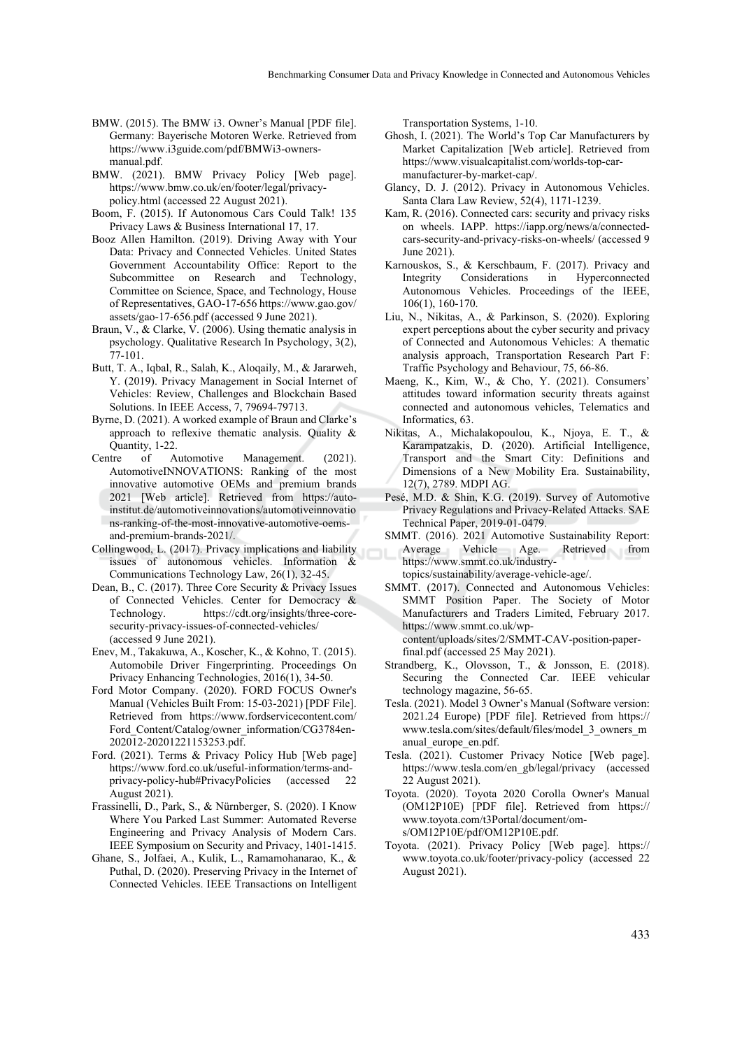BMW. (2015). The BMW i3. Owner's Manual [PDF file]. Germany: Bayerische Motoren Werke. Retrieved from https://www.i3guide.com/pdf/BMWi3-owners-manual.pdf.

BMW. (2021). BMW Privacy Policy [Web page]. https://www.bmw.co.uk/en/footer/legal/privacy-policy.html (accessed 22 August 2021).

Boom, F. (2015). If Autonomous Cars Could Talk! 135 Privacy Laws & Business International 17, 17.

Booz Allen Hamilton. (2019). Driving Away with Your Data: Privacy and Connected Vehicles. United States Government Accountability Office: Report to the Subcommittee on Research and Technology, Committee on Science, Space, and Technology, House of Representatives, GAO-17-656 https://www.gao.gov/assets/gao-17-656.pdf (accessed 9 June 2021).

Braun, V., & Clarke, V. (2006). Using thematic analysis in psychology. Qualitative Research In Psychology, 3(2), 77-101.

Butt, T. A., Iqbal, R., Salah, K., Aloqaily, M., & Jararweh, Y. (2019). Privacy Management in Social Internet of Vehicles: Review, Challenges and Blockchain Based Solutions. In IEEE Access, 7, 79694-79713.

Byrne, D. (2021). A worked example of Braun and Clarke's approach to reflexive thematic analysis. Quality & Quantity, 1-22.

Centre of Automotive Management. (2021). AutomotiveINNOVATIONS: Ranking of the most innovative automotive OEMs and premium brands 2021 [Web article]. Retrieved from https://auto-institut.de/automotiveinnovations/automotiveinnovations-ranking-of-the-most-innovative-automotive-oems-and-premium-brands-2021/.

Collingwood, L. (2017). Privacy implications and liability issues of autonomous vehicles. Information & Communications Technology Law, 26(1), 32-45.

Dean, B., C. (2017). Three Core Security & Privacy Issues of Connected Vehicles. Center for Democracy & Technology. https://cdt.org/insights/three-core-security-privacy-issues-of-connected-vehicles/ (accessed 9 June 2021).

Enev, M., Takakuwa, A., Koscher, K., & Kohno, T. (2015). Automobile Driver Fingerprinting. Proceedings On Privacy Enhancing Technologies, 2016(1), 34-50.

Ford Motor Company. (2020). FORD FOCUS Owner's Manual (Vehicles Built From: 15-03-2021) [PDF File]. Retrieved from https://www.fordservicecontent.com/Ford_Content/Catalog/owner_information/CG3784en-202012-20201221153253.pdf.

Ford. (2021). Terms & Privacy Policy Hub [Web page] https://www.ford.co.uk/useful-information/terms-and-privacy-policy-hub#PrivacyPolicies (accessed 22 August 2021).

Frassinelli, D., Park, S., & Nürnberger, S. (2020). I Know Where You Parked Last Summer: Automated Reverse Engineering and Privacy Analysis of Modern Cars. IEEE Symposium on Security and Privacy, 1401-1415.

Ghane, S., Jolfaei, A., Kulik, L., Ramamohanarao, K., & Puthal, D. (2020). Preserving Privacy in the Internet of Connected Vehicles. IEEE Transactions on Intelligent Transportation Systems, 1-10.

Ghosh, I. (2021). The World's Top Car Manufacturers by Market Capitalization [Web article]. Retrieved from https://www.visualcapitalist.com/worlds-top-car-manufacturer-by-market-cap/.

Glancy, D. J. (2012). Privacy in Autonomous Vehicles. Santa Clara Law Review, 52(4), 1171-1239.

Kam, R. (2016). Connected cars: security and privacy risks on wheels. IAPP. https://iapp.org/news/a/connected-cars-security-and-privacy-risks-on-wheels/ (accessed 9 June 2021).

Karnouskos, S., & Kerschbaum, F. (2017). Privacy and Integrity Considerations in Hyperconnected Autonomous Vehicles. Proceedings of the IEEE, 106(1), 160-170.

Liu, N., Nikitas, A., & Parkinson, S. (2020). Exploring expert perceptions about the cyber security and privacy of Connected and Autonomous Vehicles: A thematic analysis approach, Transportation Research Part F: Traffic Psychology and Behaviour, 75, 66-86.

Maeng, K., Kim, W., & Cho, Y. (2021). Consumers' attitudes toward information security threats against connected and autonomous vehicles, Telematics and Informatics, 63.

Nikitas, A., Michalakopoulou, K., Njoya, E. T., & Karampatzakis, D. (2020). Artificial Intelligence, Transport and the Smart City: Definitions and Dimensions of a New Mobility Era. Sustainability, 12(7), 2789. MDPI AG.

Pesé, M.D. & Shin, K.G. (2019). Survey of Automotive Privacy Regulations and Privacy-Related Attacks. SAE Technical Paper, 2019-01-0479.

SMMT. (2016). 2021 Automotive Sustainability Report: Average Vehicle Age. Retrieved from https://www.smmt.co.uk/industry-topics/sustainability/average-vehicle-age/.

SMMT. (2017). Connected and Autonomous Vehicles: SMMT Position Paper. The Society of Motor Manufacturers and Traders Limited, February 2017. https://www.smmt.co.uk/wp-content/uploads/sites/2/SMMT-CAV-position-paper-final.pdf (accessed 25 May 2021).

Strandberg, K., Olovsson, T., & Jonsson, E. (2018). Securing the Connected Car. IEEE vehicular technology magazine, 56-65.

Tesla. (2021). Model 3 Owner's Manual (Software version: 2021.24 Europe) [PDF file]. Retrieved from https://www.tesla.com/sites/default/files/model_3_owners_manual_europe_en.pdf.

Tesla. (2021). Customer Privacy Notice [Web page]. https://www.tesla.com/en_gb/legal/privacy (accessed 22 August 2021).

Toyota. (2020). Toyota 2020 Corolla Owner's Manual (OM12P10E) [PDF file]. Retrieved from https://www.toyota.com/t3Portal/document/om-s/OM12P10E/pdf/OM12P10E.pdf.

Toyota. (2021). Privacy Policy [Web page]. https://www.toyota.co.uk/footer/privacy-policy (accessed 22 August 2021).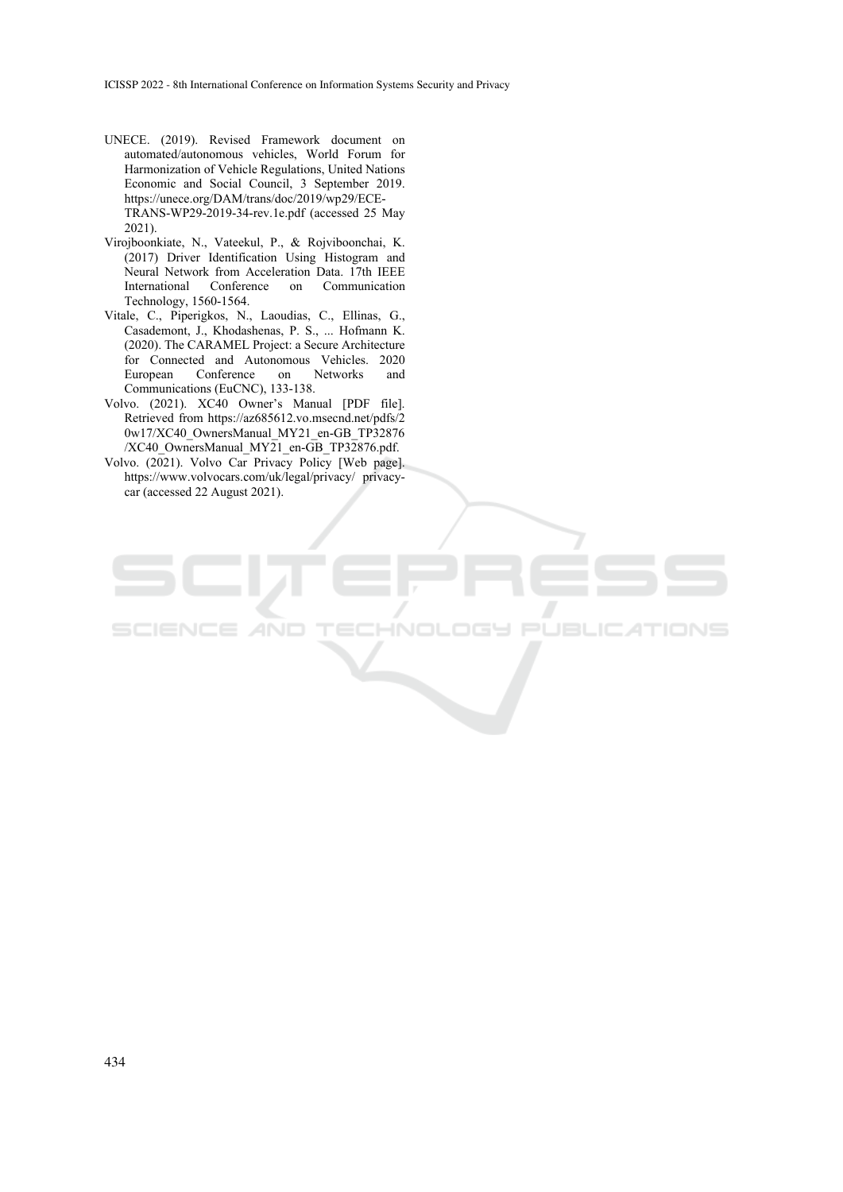UNECE. (2019). Revised Framework document on automated/autonomous vehicles, World Forum for Harmonization of Vehicle Regulations, United Nations Economic and Social Council, 3 September 2019. https://unece.org/DAM/trans/doc/2019/wp29/ECE-TRANS-WP29-2019-34-rev.1e.pdf (accessed 25 May 2021).

Virojboonkiate, N., Vateekul, P., & Rojviboonchai, K. (2017) Driver Identification Using Histogram and Neural Network from Acceleration Data. 17th IEEE International Conference on Communication Technology, 1560-1564.

Vitale, C., Piperigkos, N., Laoudias, C., Ellinas, G., Casademont, J., Khodashenas, P. S., ... Hofmann K. (2020). The CARAMEL Project: a Secure Architecture for Connected and Autonomous Vehicles. 2020 European Conference on Networks and Communications (EuCNC), 133-138.

Volvo. (2021). XC40 Owner's Manual [PDF file]. Retrieved from https://az685612.vo.msecnd.net/pdfs/20w17/XC40_OwnersManual_MY21_en-GB_TP32876/XC40_OwnersManual_MY21_en-GB_TP32876.pdf.

Volvo. (2021). Volvo Car Privacy Policy [Web page]. https://www.volvocars.com/uk/legal/privacy/ privacy-car (accessed 22 August 2021).